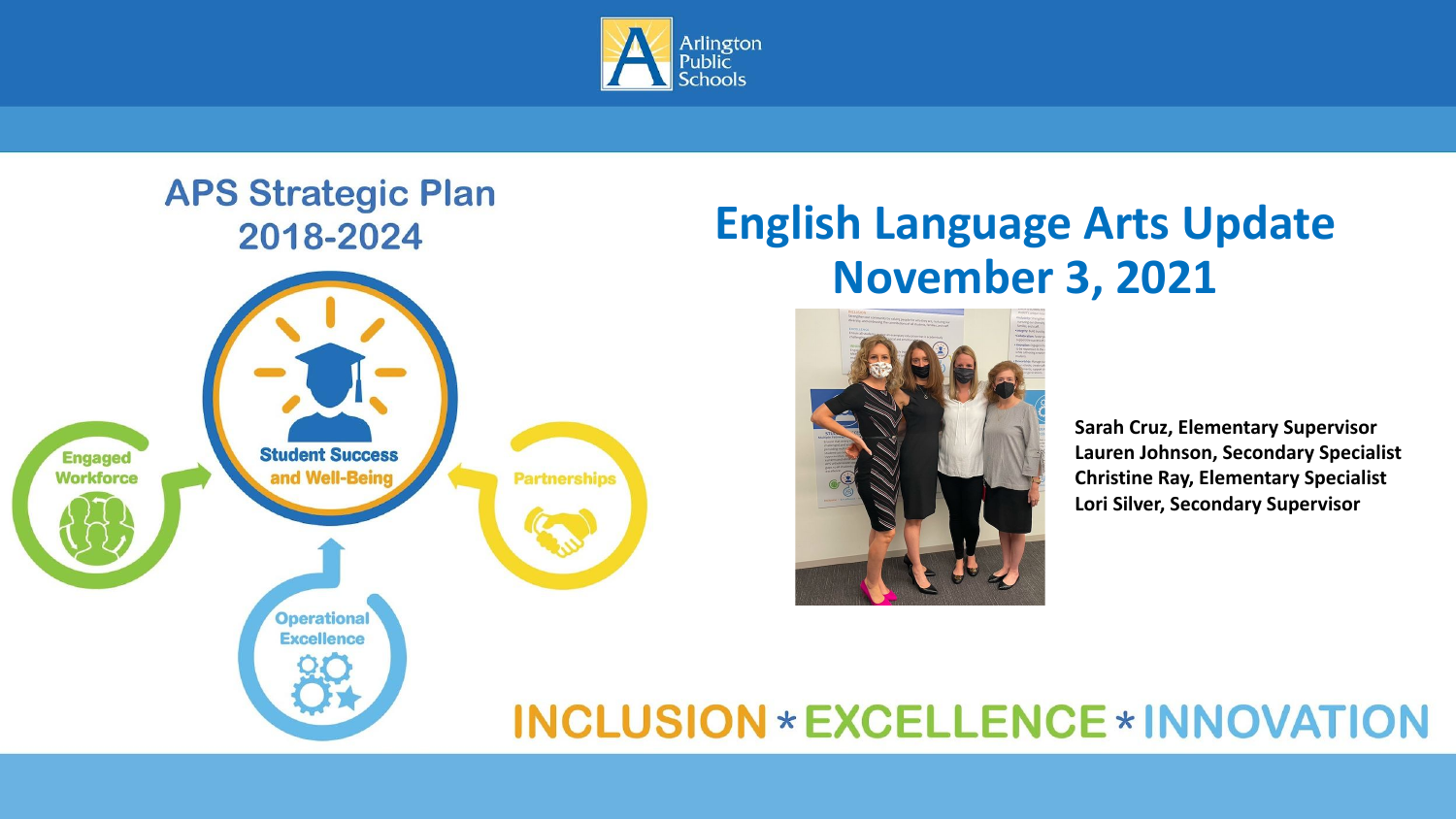Arlington Public Schools

## APS Strategic Plan 2018-2024

Student Success and Well-Being

Engaged Workforce

Partnerships

Operational Excellence

# English Language Arts Update November 3, 2021

**Sarah Cruz, Elementary Supervisor**
**Lauren Johnson, Secondary Specialist**
**Christine Ray, Elementary Specialist**
**Lori Silver, Secondary Supervisor**

INCLUSION * EXCELLENCE * INNOVATION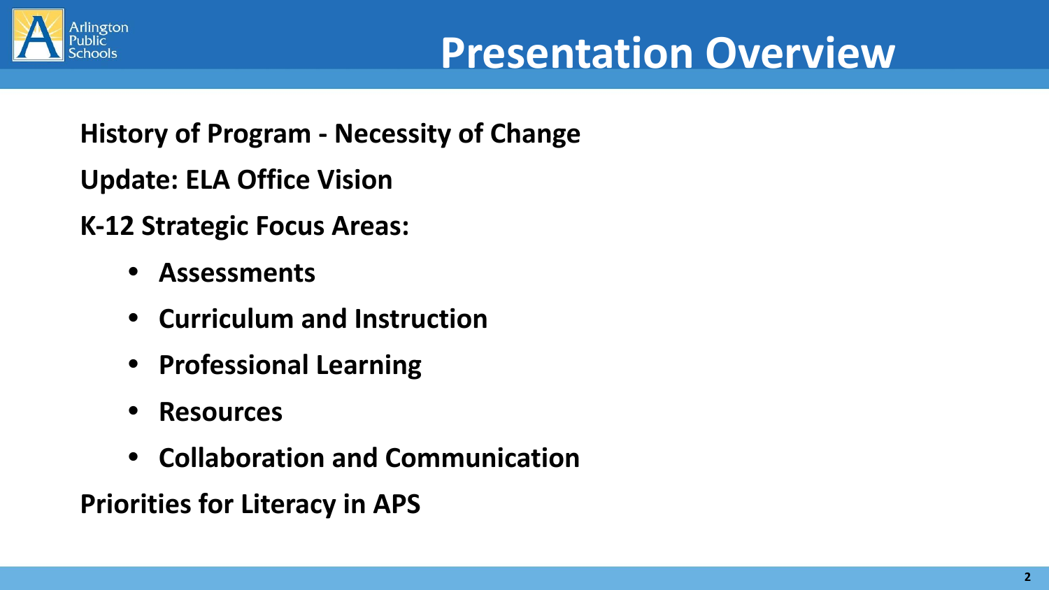# Presentation Overview

**History of Program - Necessity of Change**

**Update: ELA Office Vision**

**K-12 Strategic Focus Areas:**

- **Assessments**
- **Curriculum and Instruction**
- **Professional Learning**
- **Resources**
- **Collaboration and Communication**

**Priorities for Literacy in APS**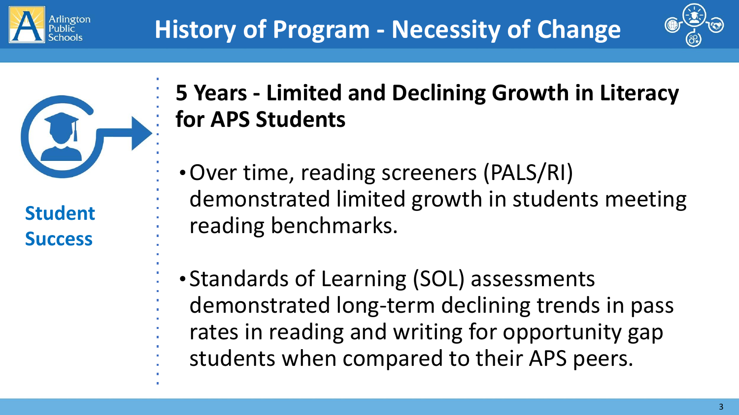# History of Program - Necessity of Change

**Student Success**

## 5 Years - Limited and Declining Growth in Literacy for APS Students

- Over time, reading screeners (PALS/RI) demonstrated limited growth in students meeting reading benchmarks.
- Standards of Learning (SOL) assessments demonstrated long-term declining trends in pass rates in reading and writing for opportunity gap students when compared to their APS peers.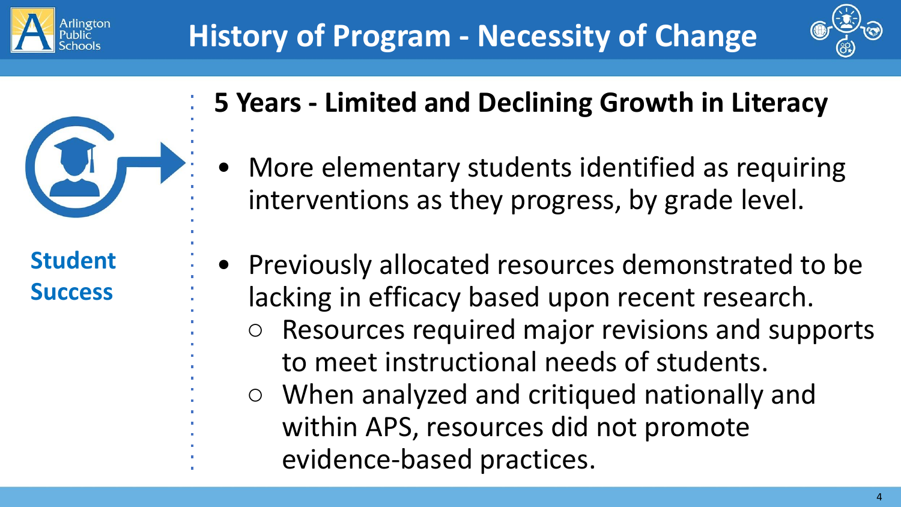# History of Program - Necessity of Change

**Student Success**

## 5 Years - Limited and Declining Growth in Literacy

- More elementary students identified as requiring interventions as they progress, by grade level.
- Previously allocated resources demonstrated to be lacking in efficacy based upon recent research.
  - Resources required major revisions and supports to meet instructional needs of students.
  - When analyzed and critiqued nationally and within APS, resources did not promote evidence-based practices.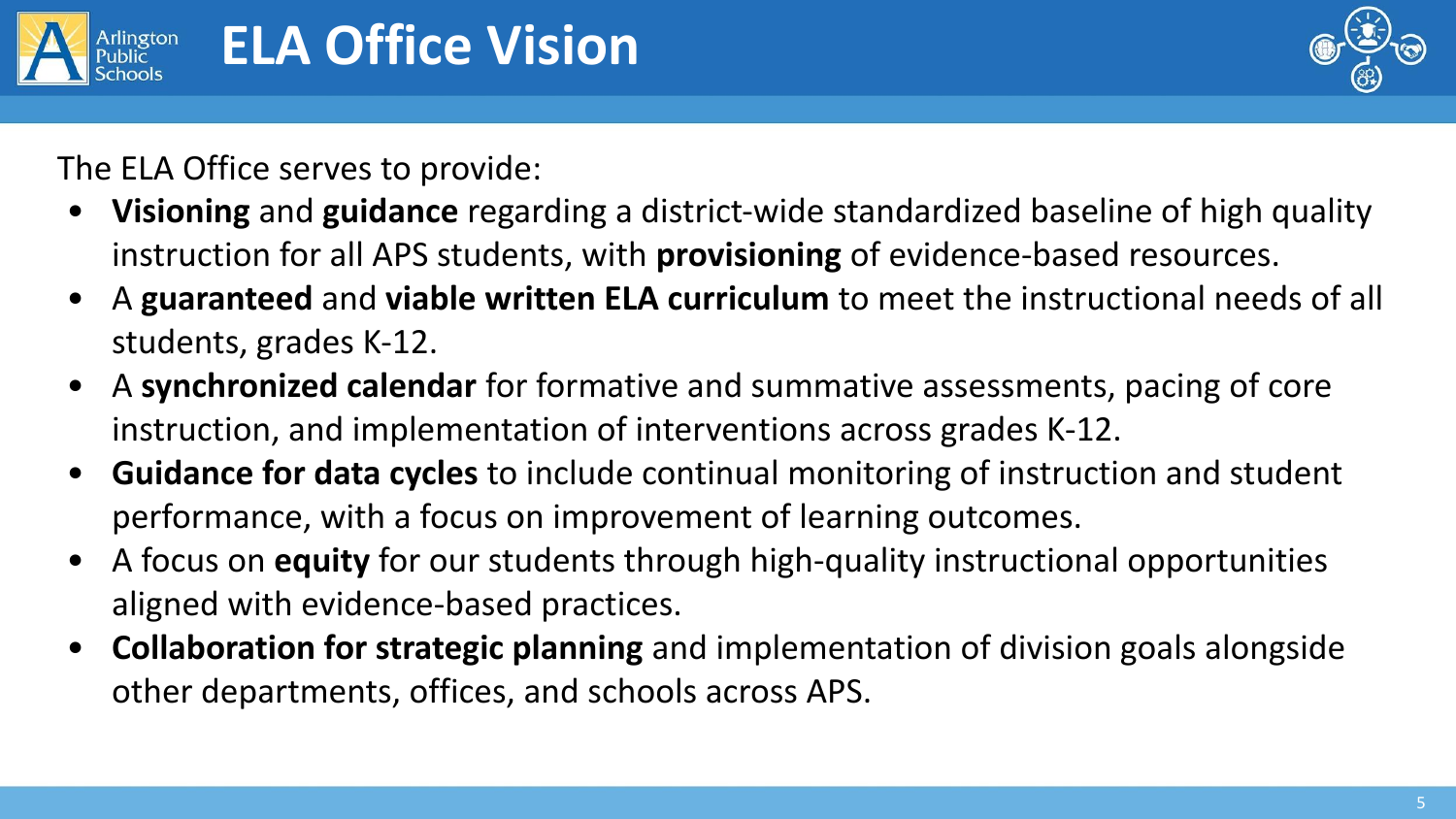# ELA Office Vision

The ELA Office serves to provide:

- **Visioning** and **guidance** regarding a district-wide standardized baseline of high quality instruction for all APS students, with **provisioning** of evidence-based resources.
- A **guaranteed** and **viable written ELA curriculum** to meet the instructional needs of all students, grades K-12.
- A **synchronized calendar** for formative and summative assessments, pacing of core instruction, and implementation of interventions across grades K-12.
- **Guidance for data cycles** to include continual monitoring of instruction and student performance, with a focus on improvement of learning outcomes.
- A focus on **equity** for our students through high-quality instructional opportunities aligned with evidence-based practices.
- **Collaboration for strategic planning** and implementation of division goals alongside other departments, offices, and schools across APS.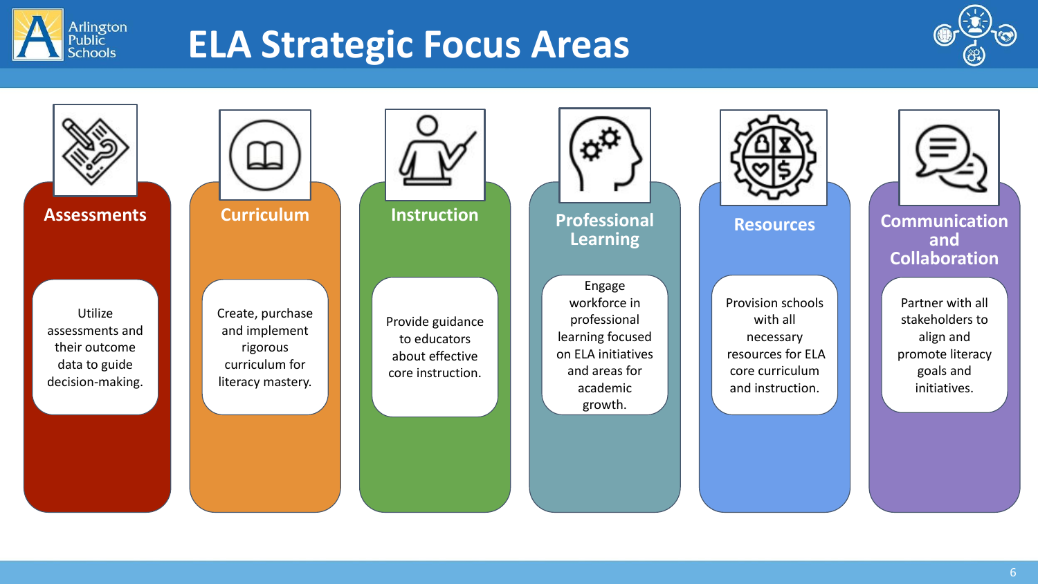# ELA Strategic Focus Areas

## Assessments

Utilize assessments and their outcome data to guide decision-making.

## Curriculum

Create, purchase and implement rigorous curriculum for literacy mastery.

## Instruction

Provide guidance to educators about effective core instruction.

## Professional Learning

Engage workforce in professional learning focused on ELA initiatives and areas for academic growth.

## Resources

Provision schools with all necessary resources for ELA core curriculum and instruction.

## Communication and Collaboration

Partner with all stakeholders to align and promote literacy goals and initiatives.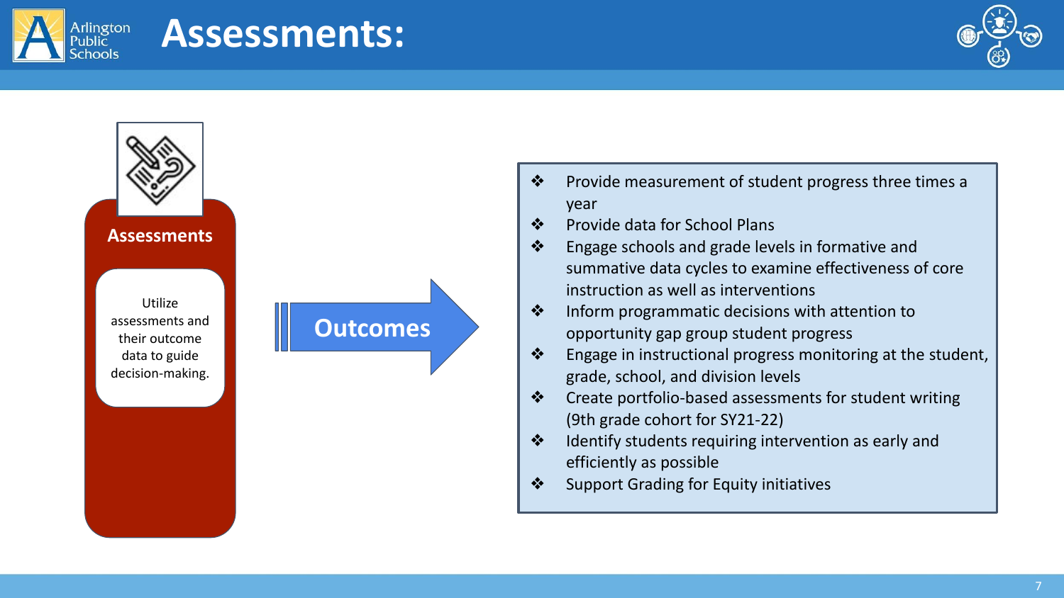# Assessments:

**Assessments**

Utilize assessments and their outcome data to guide decision-making.

**Outcomes**

- Provide measurement of student progress three times a year
- Provide data for School Plans
- Engage schools and grade levels in formative and summative data cycles to examine effectiveness of core instruction as well as interventions
- Inform programmatic decisions with attention to opportunity gap group student progress
- Engage in instructional progress monitoring at the student, grade, school, and division levels
- Create portfolio-based assessments for student writing (9th grade cohort for SY21-22)
- Identify students requiring intervention as early and efficiently as possible
- Support Grading for Equity initiatives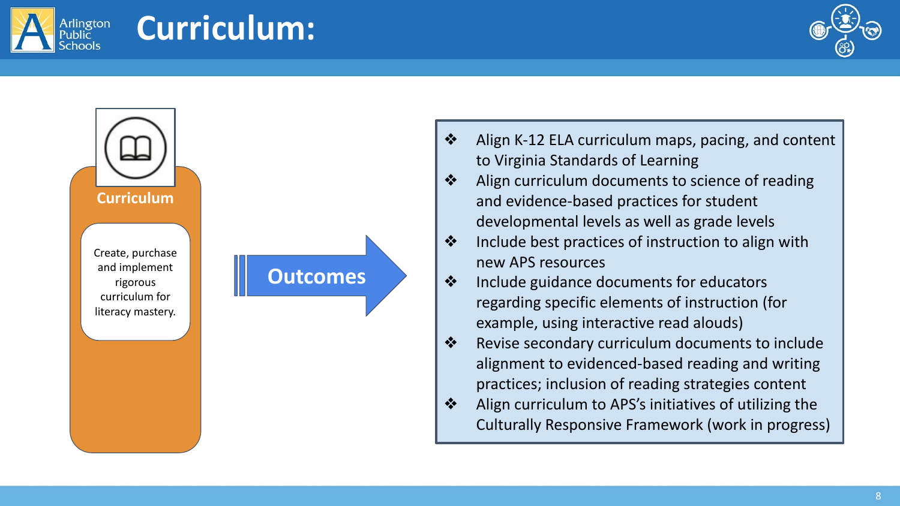# Curriculum:

## Curriculum

Create, purchase and implement rigorous curriculum for literacy mastery.

**Outcomes**

- Align K-12 ELA curriculum maps, pacing, and content to Virginia Standards of Learning
- Align curriculum documents to science of reading and evidence-based practices for student developmental levels as well as grade levels
- Include best practices of instruction to align with new APS resources
- Include guidance documents for educators regarding specific elements of instruction (for example, using interactive read alouds)
- Revise secondary curriculum documents to include alignment to evidenced-based reading and writing practices; inclusion of reading strategies content
- Align curriculum to APS's initiatives of utilizing the Culturally Responsive Framework (work in progress)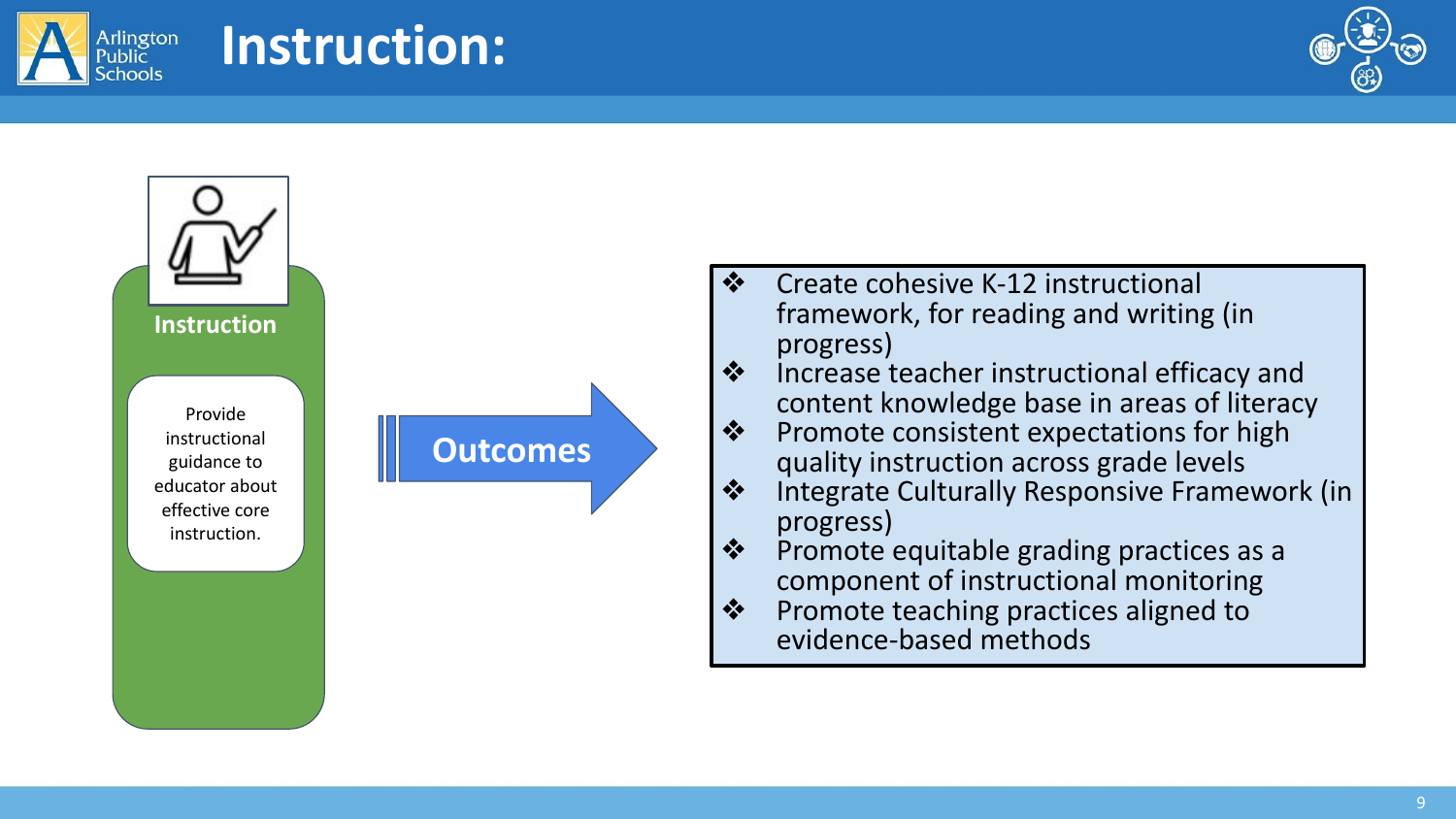# Instruction:

**Instruction**

Provide instructional guidance to educator about effective core instruction.

**Outcomes**

- Create cohesive K-12 instructional framework, for reading and writing (in progress)
- Increase teacher instructional efficacy and content knowledge base in areas of literacy
- Promote consistent expectations for high quality instruction across grade levels
- Integrate Culturally Responsive Framework (in progress)
- Promote equitable grading practices as a component of instructional monitoring
- Promote teaching practices aligned to evidence-based methods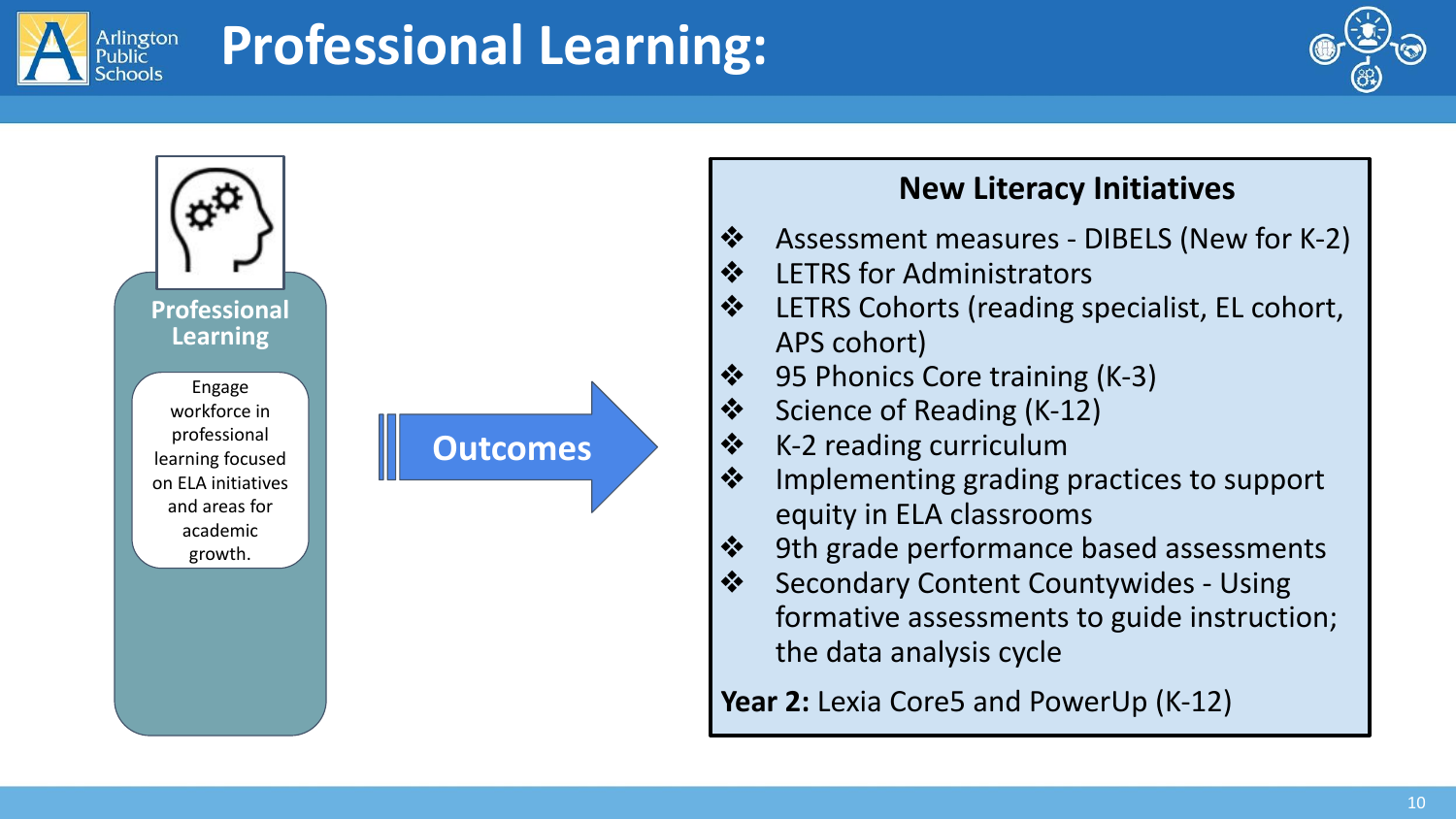# Professional Learning:

**Professional Learning**

Engage workforce in professional learning focused on ELA initiatives and areas for academic growth.

**Outcomes**

## New Literacy Initiatives

- Assessment measures - DIBELS (New for K-2)
- LETRS for Administrators
- LETRS Cohorts (reading specialist, EL cohort, APS cohort)
- 95 Phonics Core training (K-3)
- Science of Reading (K-12)
- K-2 reading curriculum
- Implementing grading practices to support equity in ELA classrooms
- 9th grade performance based assessments
- Secondary Content Countywides - Using formative assessments to guide instruction; the data analysis cycle

**Year 2:** Lexia Core5 and PowerUp (K-12)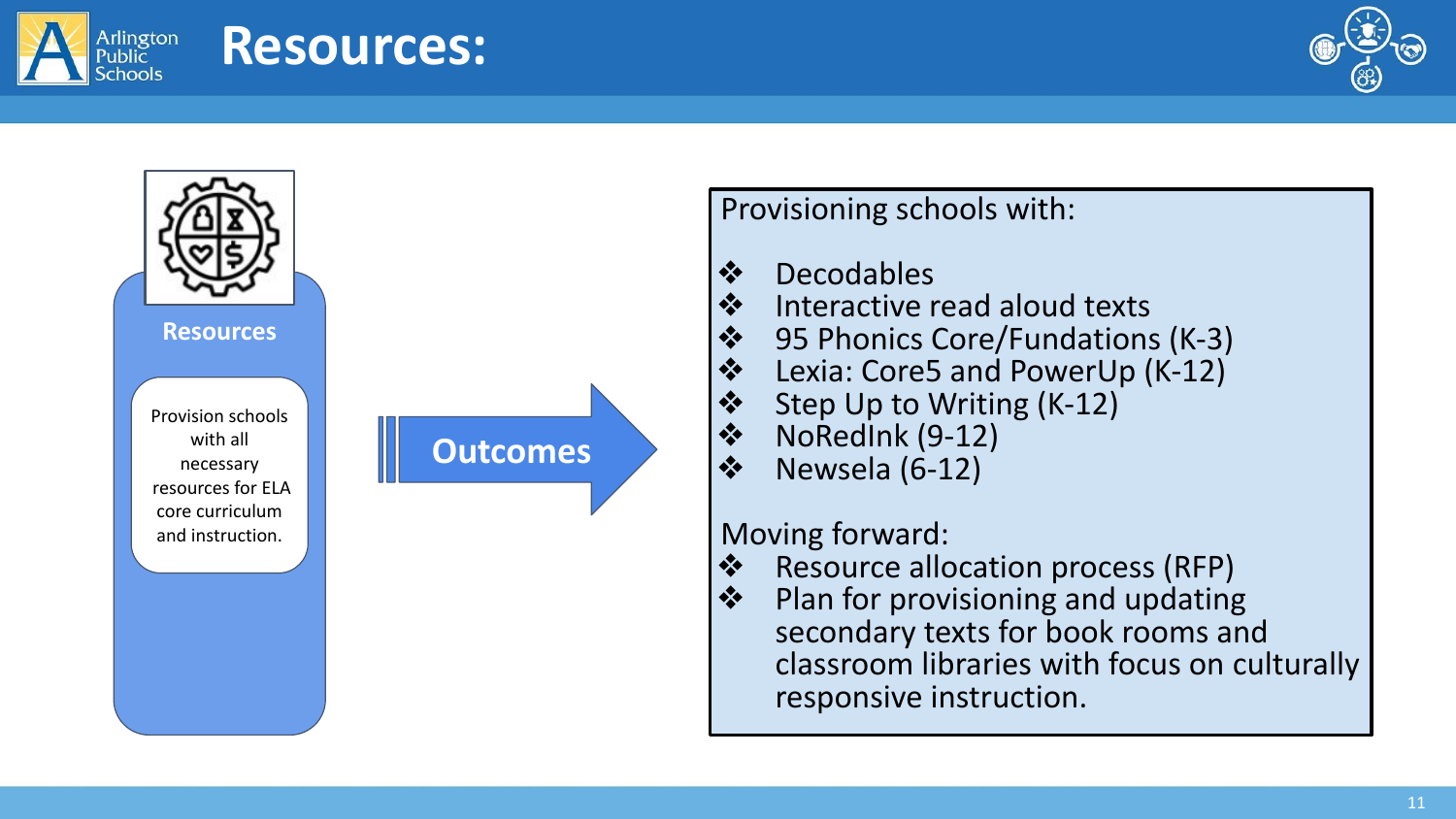# Resources:

**Resources**

Provision schools with all necessary resources for ELA core curriculum and instruction.

**Outcomes**

Provisioning schools with:

- Decodables
- Interactive read aloud texts
- 95 Phonics Core/Fundations (K-3)
- Lexia: Core5 and PowerUp (K-12)
- Step Up to Writing (K-12)
- NoRedInk (9-12)
- Newsela (6-12)

Moving forward:

- Resource allocation process (RFP)
- Plan for provisioning and updating secondary texts for book rooms and classroom libraries with focus on culturally responsive instruction.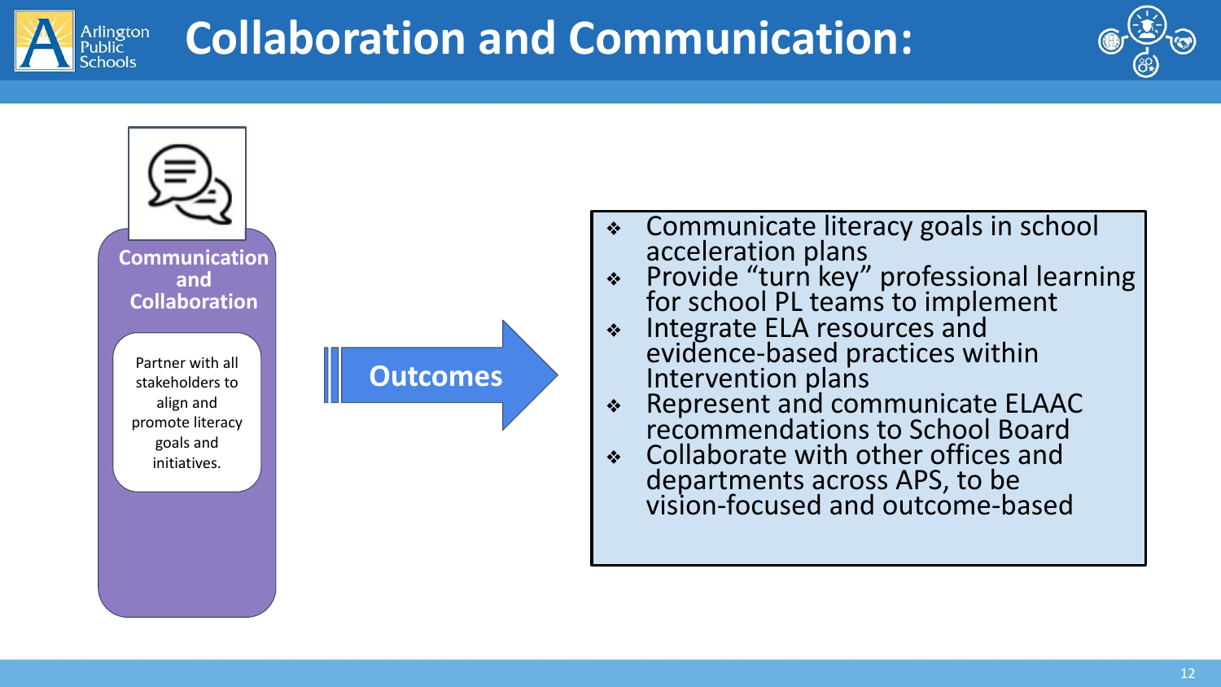# Collaboration and Communication:

**Communication and Collaboration**

Partner with all stakeholders to align and promote literacy goals and initiatives.

**Outcomes**

- Communicate literacy goals in school acceleration plans
- Provide “turn key” professional learning for school PL teams to implement
- Integrate ELA resources and evidence-based practices within Intervention plans
- Represent and communicate ELAAC recommendations to School Board
- Collaborate with other offices and departments across APS, to be vision-focused and outcome-based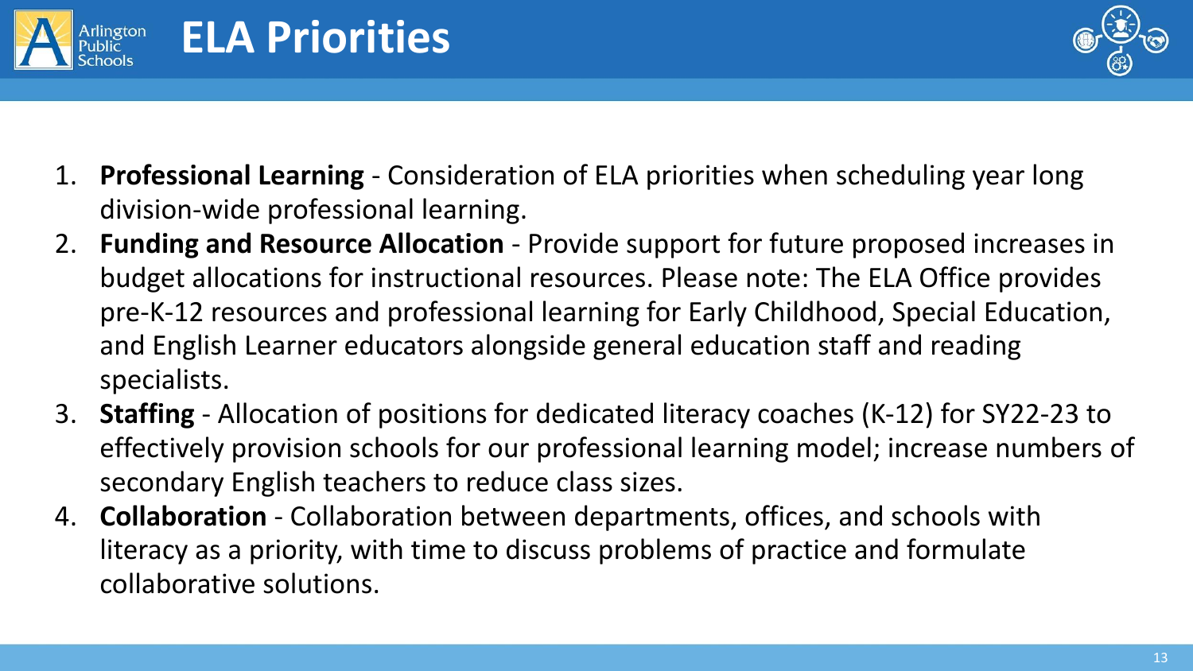# ELA Priorities

1. **Professional Learning** - Consideration of ELA priorities when scheduling year long division-wide professional learning.
2. **Funding and Resource Allocation** - Provide support for future proposed increases in budget allocations for instructional resources. Please note: The ELA Office provides pre-K-12 resources and professional learning for Early Childhood, Special Education, and English Learner educators alongside general education staff and reading specialists.
3. **Staffing** - Allocation of positions for dedicated literacy coaches (K-12) for SY22-23 to effectively provision schools for our professional learning model; increase numbers of secondary English teachers to reduce class sizes.
4. **Collaboration** - Collaboration between departments, offices, and schools with literacy as a priority, with time to discuss problems of practice and formulate collaborative solutions.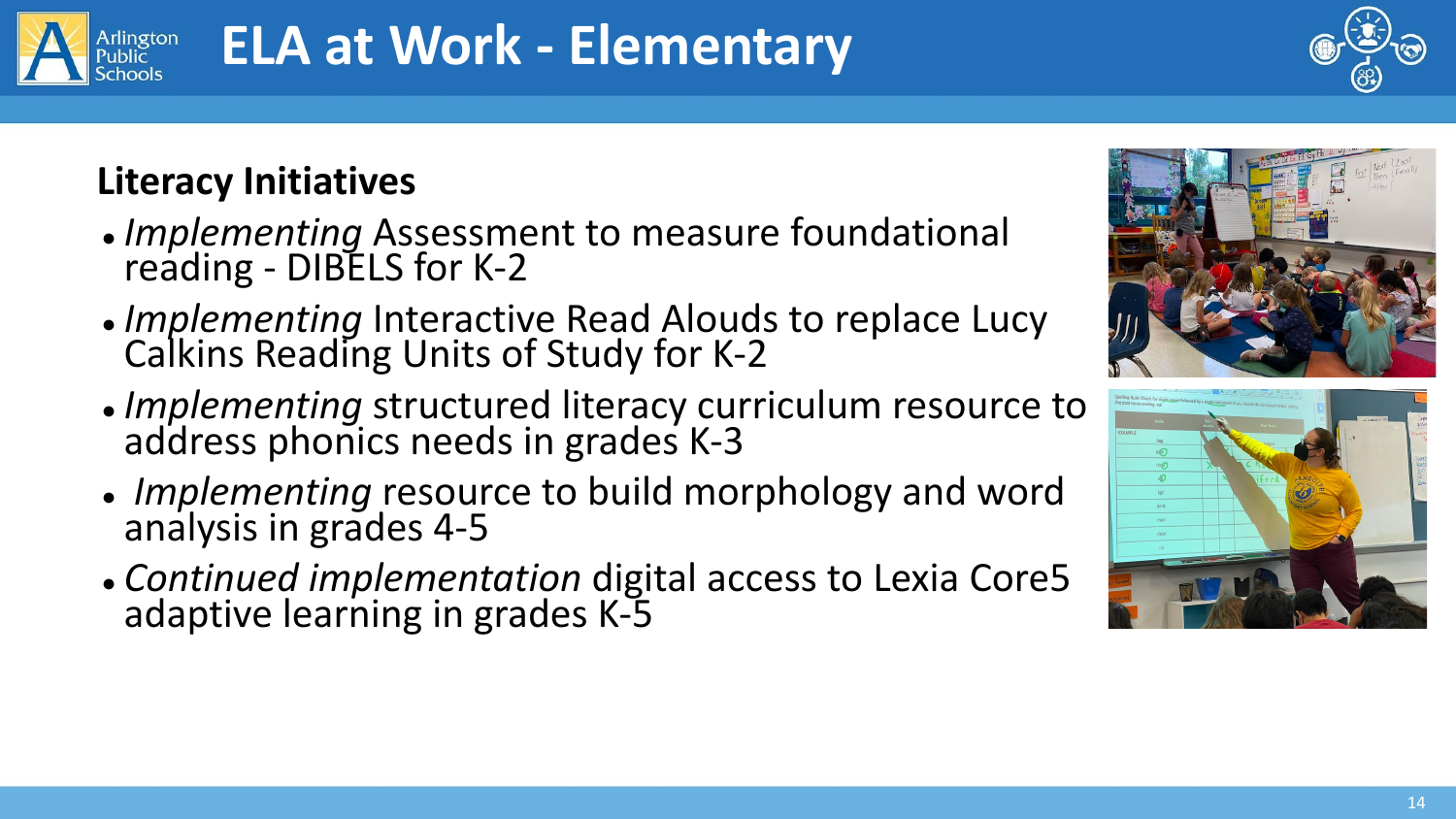# ELA at Work - Elementary

## Literacy Initiatives

- *Implementing* Assessment to measure foundational reading - DIBELS for K-2
- *Implementing* Interactive Read Alouds to replace Lucy Calkins Reading Units of Study for K-2
- *Implementing* structured literacy curriculum resource to address phonics needs in grades K-3
- *Implementing* resource to build morphology and word analysis in grades 4-5
- *Continued implementation* digital access to Lexia Core5 adaptive learning in grades K-5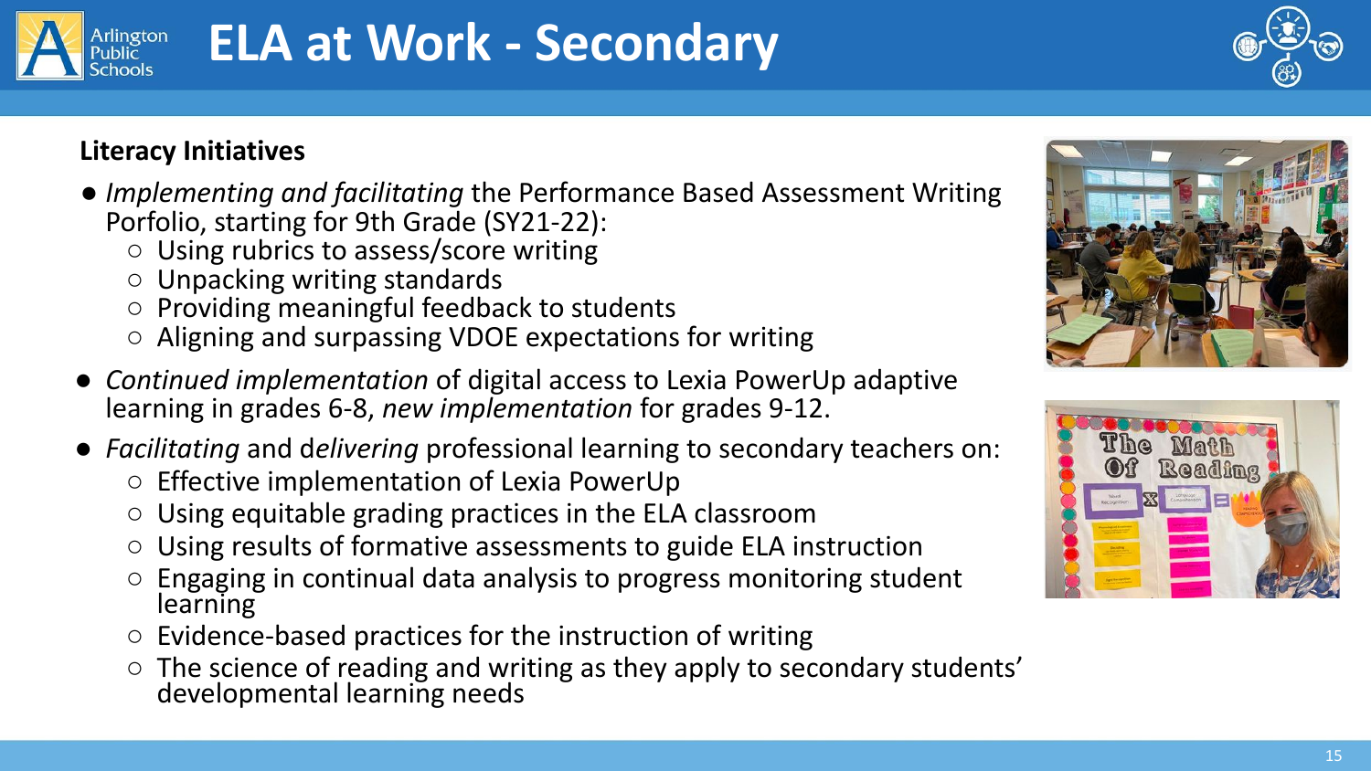# ELA at Work - Secondary

### Literacy Initiatives

- *Implementing and facilitating* the Performance Based Assessment Writing Porfolio, starting for 9th Grade (SY21-22):
  - Using rubrics to assess/score writing
  - Unpacking writing standards
  - Providing meaningful feedback to students
  - Aligning and surpassing VDOE expectations for writing
- *Continued implementation* of digital access to Lexia PowerUp adaptive learning in grades 6-8, *new implementation* for grades 9-12.
- *Facilitating* and d*elivering* professional learning to secondary teachers on:
  - Effective implementation of Lexia PowerUp
  - Using equitable grading practices in the ELA classroom
  - Using results of formative assessments to guide ELA instruction
  - Engaging in continual data analysis to progress monitoring student learning
  - Evidence-based practices for the instruction of writing
  - The science of reading and writing as they apply to secondary students' developmental learning needs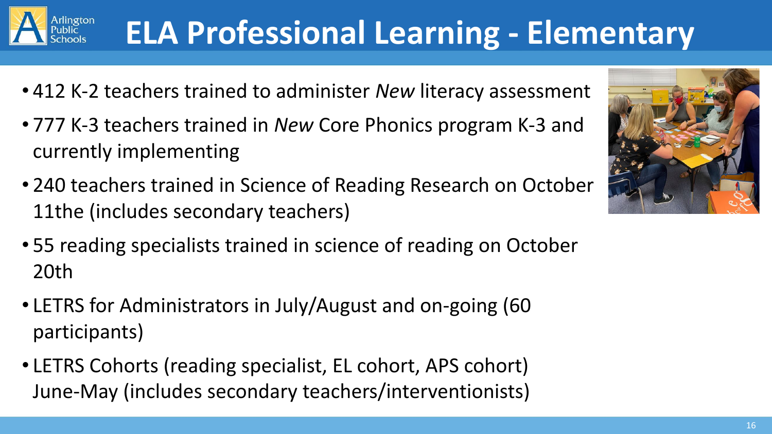# ELA Professional Learning - Elementary

- 412 K-2 teachers trained to administer *New* literacy assessment
- 777 K-3 teachers trained in *New* Core Phonics program K-3 and currently implementing
- 240 teachers trained in Science of Reading Research on October 11the (includes secondary teachers)
- 55 reading specialists trained in science of reading on October 20th
- LETRS for Administrators in July/August and on-going (60 participants)
- LETRS Cohorts (reading specialist, EL cohort, APS cohort) June-May (includes secondary teachers/interventionists)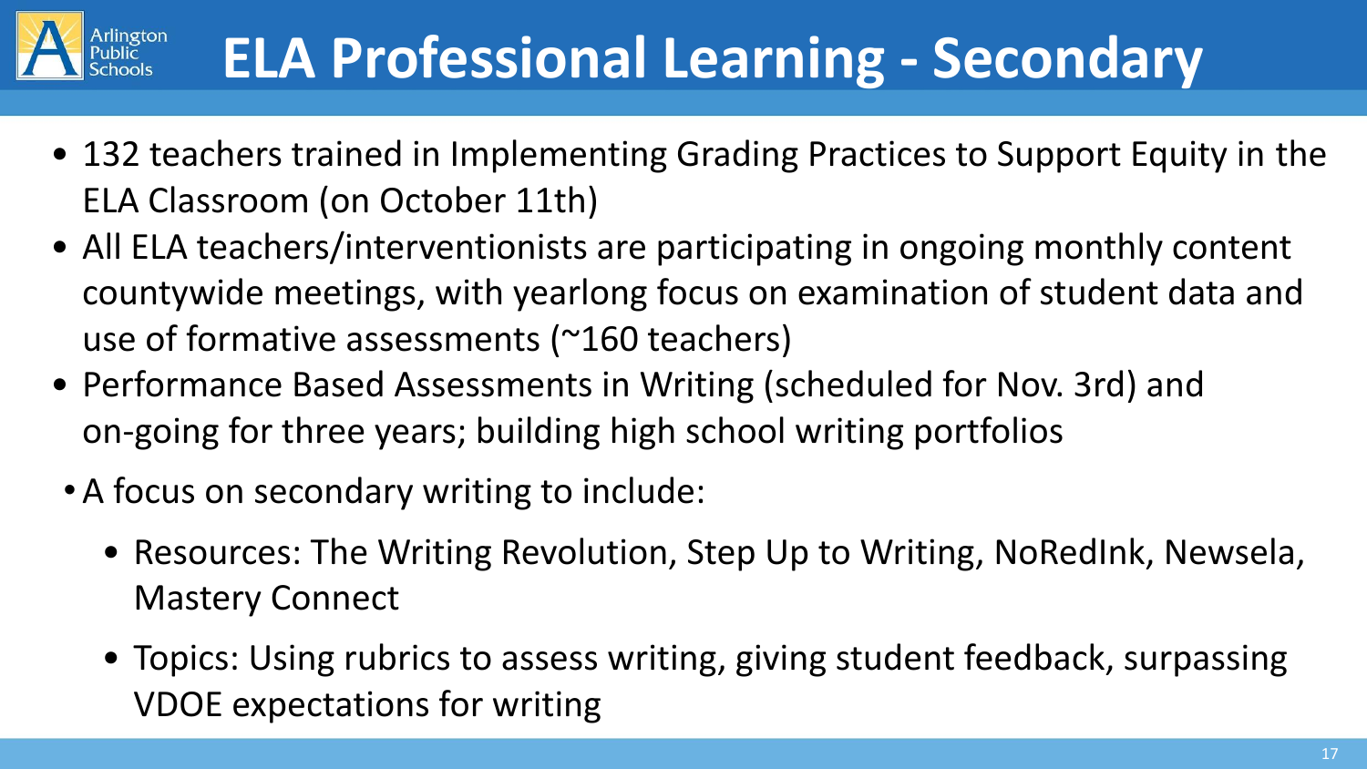# ELA Professional Learning - Secondary

- 132 teachers trained in Implementing Grading Practices to Support Equity in the ELA Classroom (on October 11th)
- All ELA teachers/interventionists are participating in ongoing monthly content countywide meetings, with yearlong focus on examination of student data and use of formative assessments (~160 teachers)
- Performance Based Assessments in Writing (scheduled for Nov. 3rd) and on-going for three years; building high school writing portfolios
- A focus on secondary writing to include:
  - Resources: The Writing Revolution, Step Up to Writing, NoRedInk, Newsela, Mastery Connect
  - Topics: Using rubrics to assess writing, giving student feedback, surpassing VDOE expectations for writing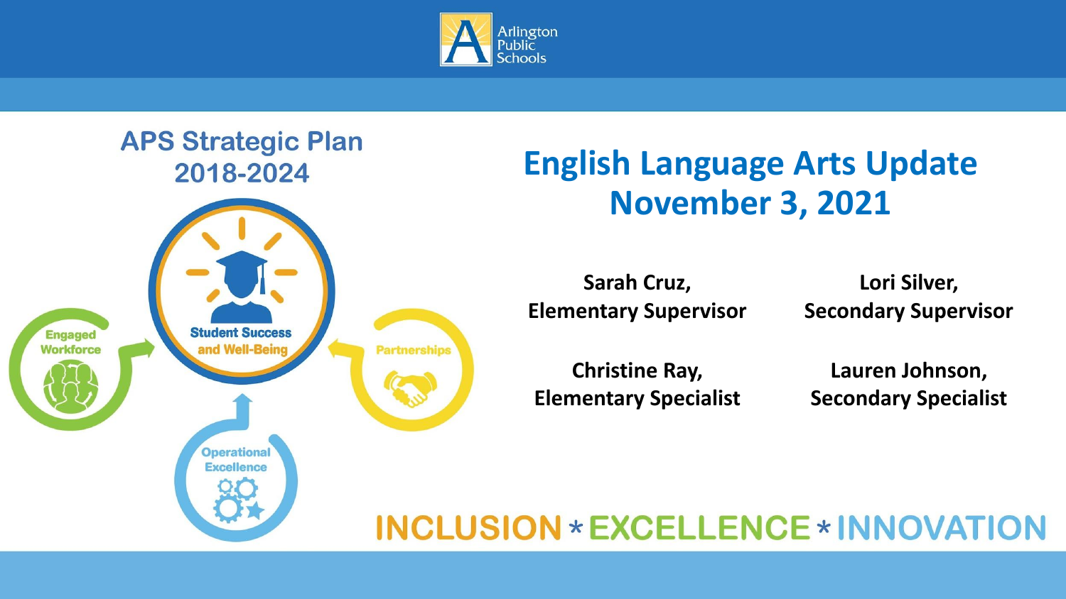Arlington Public Schools

## APS Strategic Plan 2018-2024

Student Success and Well-Being

Engaged Workforce

Partnerships

Operational Excellence

# English Language Arts Update November 3, 2021

**Sarah Cruz,**
**Elementary Supervisor**

**Lori Silver,**
**Secondary Supervisor**

**Christine Ray,**
**Elementary Specialist**

**Lauren Johnson,**
**Secondary Specialist**

INCLUSION * EXCELLENCE * INNOVATION